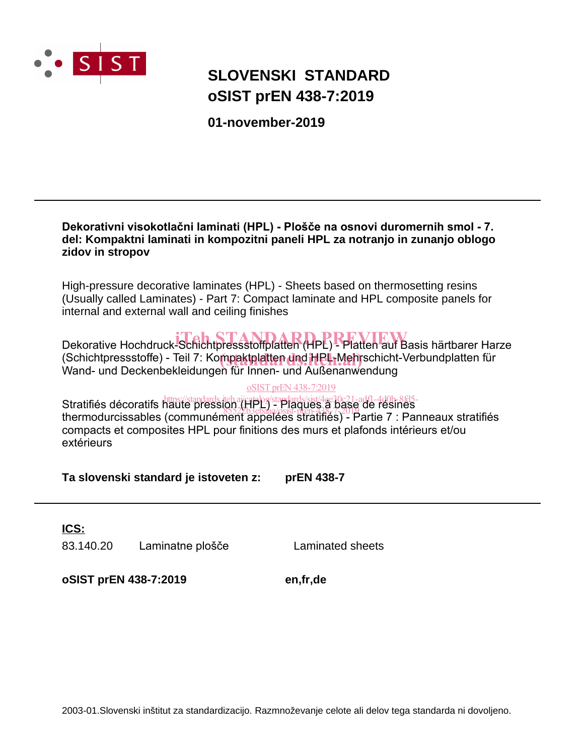SIST

# SLOVENSKI STANDARD
# oSIST prEN 438-7:2019

**01-november-2019**

---

**Dekorativni visokotlačni laminati (HPL) - Plošče na osnovi duromernih smol - 7. del: Kompaktni laminati in kompozitni paneli HPL za notranjo in zunanjo oblogo zidov in stropov**

High-pressure decorative laminates (HPL) - Sheets based on thermosetting resins (Usually called Laminates) - Part 7: Compact laminate and HPL composite panels for internal and external wall and ceiling finishes

Dekorative Hochdruck-Schichtpressstoffplatten (HPL) - Platten auf Basis härtbarer Harze (Schichtpressstoffe) - Teil 7: Kompaktplatten und HPL-Mehrschicht-Verbundplatten für Wand- und Deckenbekleidungen für Innen- und Außenanwendung

Stratifiés décoratifs haute pression (HPL) - Plaques à base de résines thermodurcissables (communément appelées stratifiés) - Partie 7 : Panneaux stratifiés compacts et composites HPL pour finitions des murs et plafonds intérieurs et/ou extérieurs

**Ta slovenski standard je istoveten z: prEN 438-7**

---

**ICS:**

| | | |
|---|---|---|
| 83.140.20 | Laminatne plošče | Laminated sheets |

**oSIST prEN 438-7:2019** **en,fr,de**

2003-01.Slovenski inštitut za standardizacijo. Razmnoževanje celote ali delov tega standarda ni dovoljeno.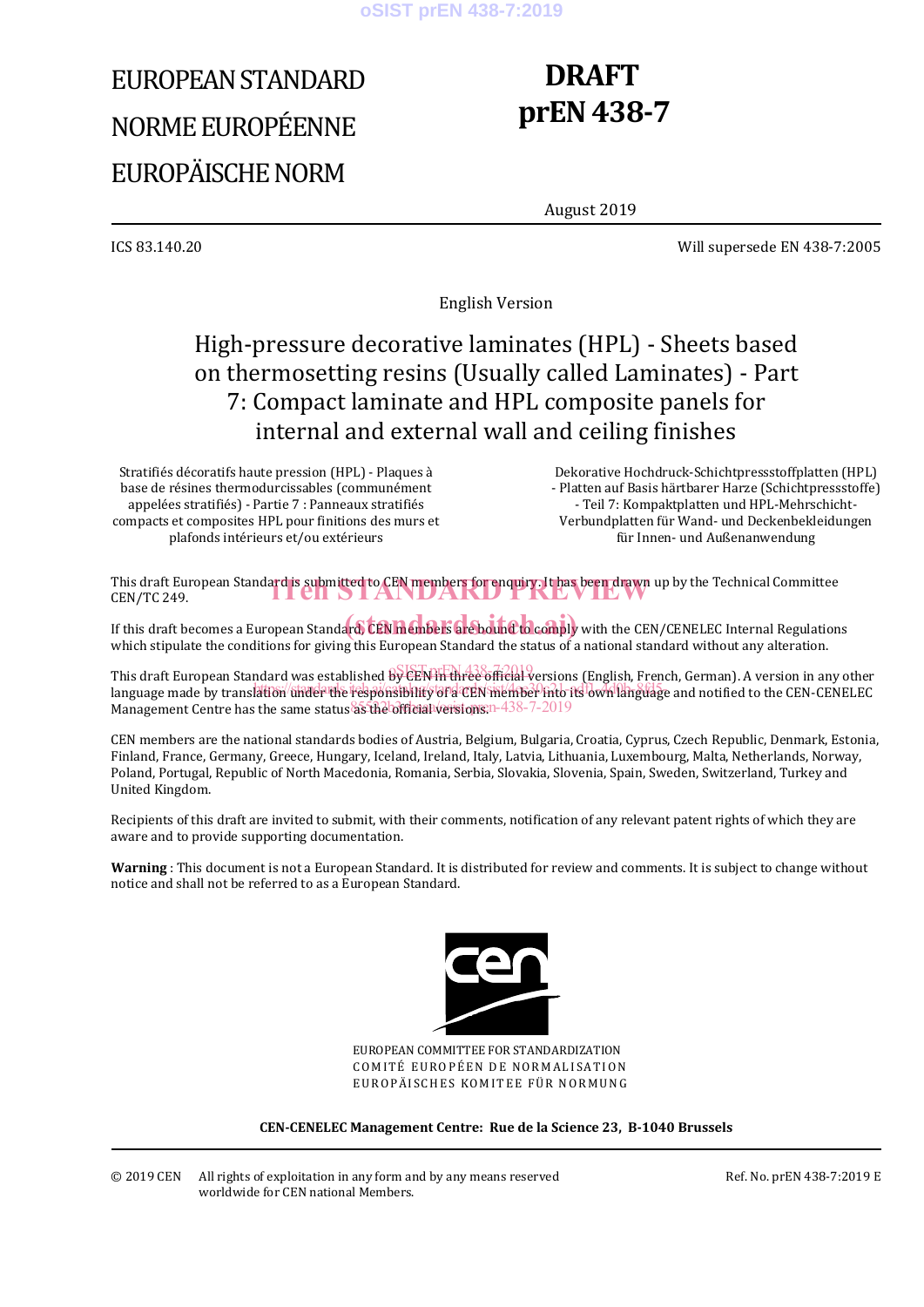EUROPEAN STANDARD

NORME EUROPÉENNE

EUROPÄISCHE NORM

**DRAFT**
**prEN 438-7**

August 2019

ICS 83.140.20

Will supersede EN 438-7:2005

English Version

# High-pressure decorative laminates (HPL) - Sheets based on thermosetting resins (Usually called Laminates) - Part 7: Compact laminate and HPL composite panels for internal and external wall and ceiling finishes

Stratifiés décoratifs haute pression (HPL) - Plaques à base de résines thermodurcissables (communément appelées stratifiés) - Partie 7 : Panneaux stratifiés compacts et composites HPL pour finitions des murs et plafonds intérieurs et/ou extérieurs

Dekorative Hochdruck-Schichtpressstoffplatten (HPL) - Platten auf Basis härtbarer Harze (Schichtpressstoffe) - Teil 7: Kompaktplatten und HPL-Mehrschicht-Verbundplatten für Wand- und Deckenbekleidungen für Innen- und Außenanwendung

This draft European Standard is submitted to CEN members for enquiry. It has been drawn up by the Technical Committee CEN/TC 249.

If this draft becomes a European Standard, CEN members are bound to comply with the CEN/CENELEC Internal Regulations which stipulate the conditions for giving this European Standard the status of a national standard without any alteration.

This draft European Standard was established by CEN in three official versions (English, French, German). A version in any other language made by translation under the responsibility of a CEN member into its own language and notified to the CEN-CENELEC Management Centre has the same status as the official versions.

CEN members are the national standards bodies of Austria, Belgium, Bulgaria, Croatia, Cyprus, Czech Republic, Denmark, Estonia, Finland, France, Germany, Greece, Hungary, Iceland, Ireland, Italy, Latvia, Lithuania, Luxembourg, Malta, Netherlands, Norway, Poland, Portugal, Republic of North Macedonia, Romania, Serbia, Slovakia, Slovenia, Spain, Sweden, Switzerland, Turkey and United Kingdom.

Recipients of this draft are invited to submit, with their comments, notification of any relevant patent rights of which they are aware and to provide supporting documentation.

**Warning** : This document is not a European Standard. It is distributed for review and comments. It is subject to change without notice and shall not be referred to as a European Standard.

EUROPEAN COMMITTEE FOR STANDARDIZATION
COMITÉ EUROPÉEN DE NORMALISATION
EUROPÄISCHES KOMITEE FÜR NORMUNG

**CEN-CENELEC Management Centre: Rue de la Science 23, B-1040 Brussels**

© 2019 CEN All rights of exploitation in any form and by any means reserved worldwide for CEN national Members.

Ref. No. prEN 438-7:2019 E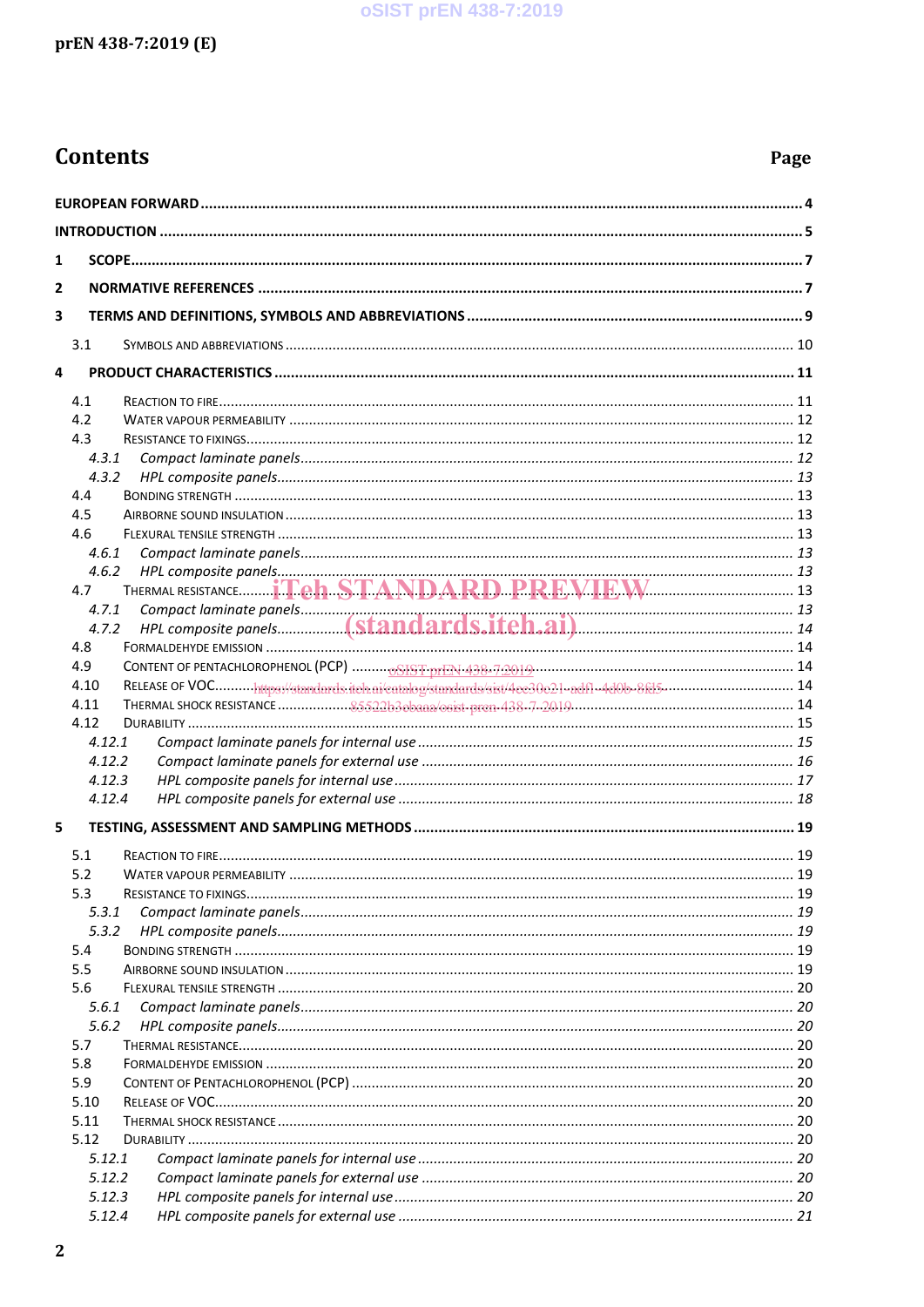# Contents

Page

EUROPEAN FORWARD .......... 4

INTRODUCTION .......... 5

1 SCOPE .......... 7

2 NORMATIVE REFERENCES .......... 7

3 TERMS AND DEFINITIONS, SYMBOLS AND ABBREVIATIONS .......... 9

3.1 SYMBOLS AND ABBREVIATIONS .......... 10

4 PRODUCT CHARACTERISTICS .......... 11

4.1 REACTION TO FIRE .......... 11
4.2 WATER VAPOUR PERMEABILITY .......... 12
4.3 RESISTANCE TO FIXINGS .......... 12
*4.3.1 Compact laminate panels .......... 12*
*4.3.2 HPL composite panels .......... 13*
4.4 BONDING STRENGTH .......... 13
4.5 AIRBORNE SOUND INSULATION .......... 13
4.6 FLEXURAL TENSILE STRENGTH .......... 13
*4.6.1 Compact laminate panels .......... 13*
*4.6.2 HPL composite panels .......... 13*
4.7 THERMAL RESISTANCE .......... 13
*4.7.1 Compact laminate panels .......... 13*
*4.7.2 HPL composite panels .......... 14*
4.8 FORMALDEHYDE EMISSION .......... 14
4.9 CONTENT OF PENTACHLOROPHENOL (PCP) .......... 14
4.10 RELEASE OF VOC .......... 14
4.11 THERMAL SHOCK RESISTANCE .......... 14
4.12 DURABILITY .......... 15
*4.12.1 Compact laminate panels for internal use .......... 15*
*4.12.2 Compact laminate panels for external use .......... 16*
*4.12.3 HPL composite panels for internal use .......... 17*
*4.12.4 HPL composite panels for external use .......... 18*

5 TESTING, ASSESSMENT AND SAMPLING METHODS .......... 19

5.1 REACTION TO FIRE .......... 19
5.2 WATER VAPOUR PERMEABILITY .......... 19
5.3 RESISTANCE TO FIXINGS .......... 19
*5.3.1 Compact laminate panels .......... 19*
*5.3.2 HPL composite panels .......... 19*
5.4 BONDING STRENGTH .......... 19
5.5 AIRBORNE SOUND INSULATION .......... 19
5.6 FLEXURAL TENSILE STRENGTH .......... 20
*5.6.1 Compact laminate panels .......... 20*
*5.6.2 HPL composite panels .......... 20*
5.7 THERMAL RESISTANCE .......... 20
5.8 FORMALDEHYDE EMISSION .......... 20
5.9 CONTENT OF PENTACHLOROPHENOL (PCP) .......... 20
5.10 RELEASE OF VOC .......... 20
5.11 THERMAL SHOCK RESISTANCE .......... 20
5.12 DURABILITY .......... 20
*5.12.1 Compact laminate panels for internal use .......... 20*
*5.12.2 Compact laminate panels for external use .......... 20*
*5.12.3 HPL composite panels for internal use .......... 20*
*5.12.4 HPL composite panels for external use .......... 21*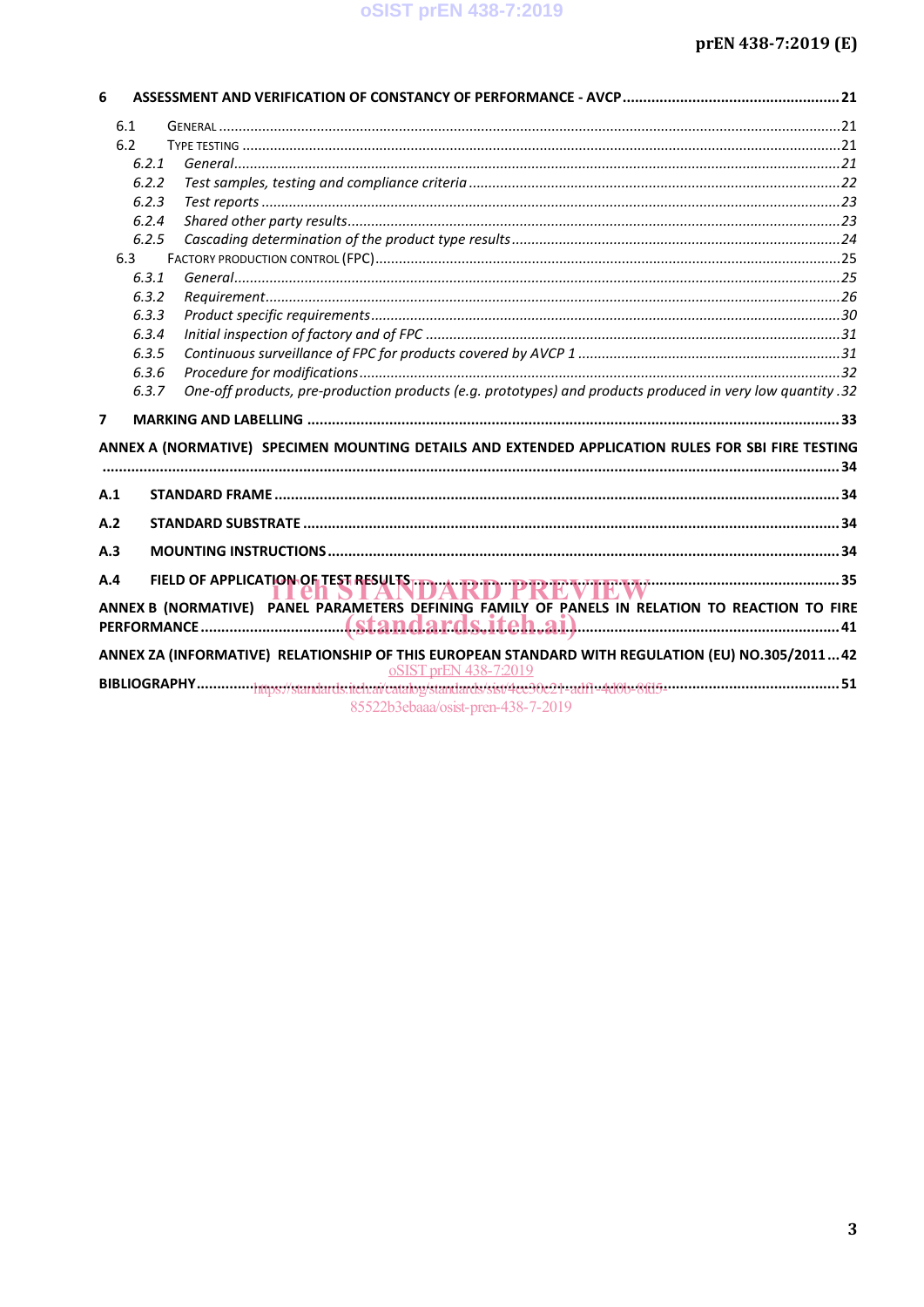6 ASSESSMENT AND VERIFICATION OF CONSTANCY OF PERFORMANCE - AVCP ........ 21

- 6.1 GENERAL ........ 21
- 6.2 TYPE TESTING ........ 21
  - *6.2.1 General ........ 21*
  - *6.2.2 Test samples, testing and compliance criteria ........ 22*
  - *6.2.3 Test reports ........ 23*
  - *6.2.4 Shared other party results ........ 23*
  - *6.2.5 Cascading determination of the product type results ........ 24*
- 6.3 FACTORY PRODUCTION CONTROL (FPC) ........ 25
  - *6.3.1 General ........ 25*
  - *6.3.2 Requirement ........ 26*
  - *6.3.3 Product specific requirements ........ 30*
  - *6.3.4 Initial inspection of factory and of FPC ........ 31*
  - *6.3.5 Continuous surveillance of FPC for products covered by AVCP 1 ........ 31*
  - *6.3.6 Procedure for modifications ........ 32*
  - *6.3.7 One-off products, pre-production products (e.g. prototypes) and products produced in very low quantity ........ 32*

7 MARKING AND LABELLING ........ 33

ANNEX A (NORMATIVE) SPECIMEN MOUNTING DETAILS AND EXTENDED APPLICATION RULES FOR SBI FIRE TESTING ........ 34

A.1 STANDARD FRAME ........ 34

A.2 STANDARD SUBSTRATE ........ 34

A.3 MOUNTING INSTRUCTIONS ........ 34

A.4 FIELD OF APPLICATION OF TEST RESULTS ........ 35

ANNEX B (NORMATIVE) PANEL PARAMETERS DEFINING FAMILY OF PANELS IN RELATION TO REACTION TO FIRE PERFORMANCE ........ 41

ANNEX ZA (INFORMATIVE) RELATIONSHIP OF THIS EUROPEAN STANDARD WITH REGULATION (EU) NO.305/2011 ........ 42

BIBLIOGRAPHY ........ 51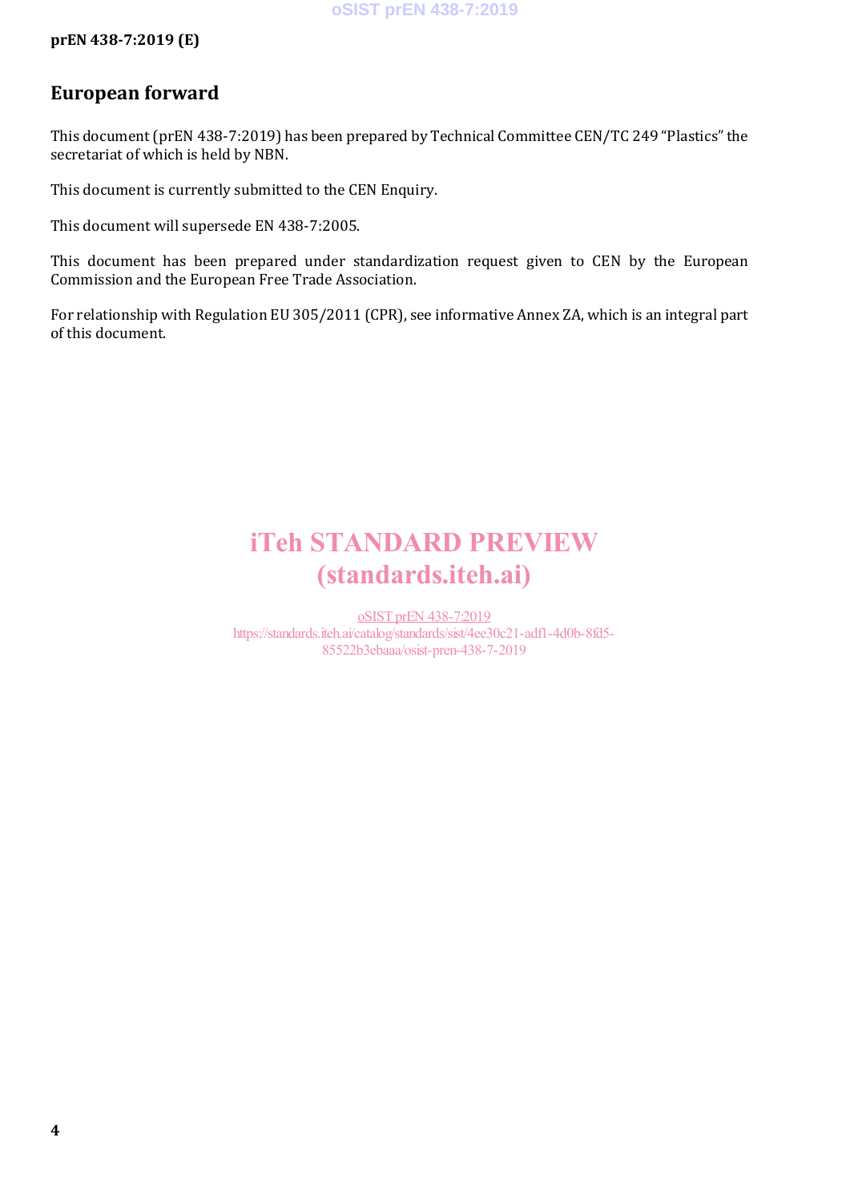## European forward

This document (prEN 438-7:2019) has been prepared by Technical Committee CEN/TC 249 "Plastics" the secretariat of which is held by NBN.

This document is currently submitted to the CEN Enquiry.

This document will supersede EN 438-7:2005.

This document has been prepared under standardization request given to CEN by the European Commission and the European Free Trade Association.

For relationship with Regulation EU 305/2011 (CPR), see informative Annex ZA, which is an integral part of this document.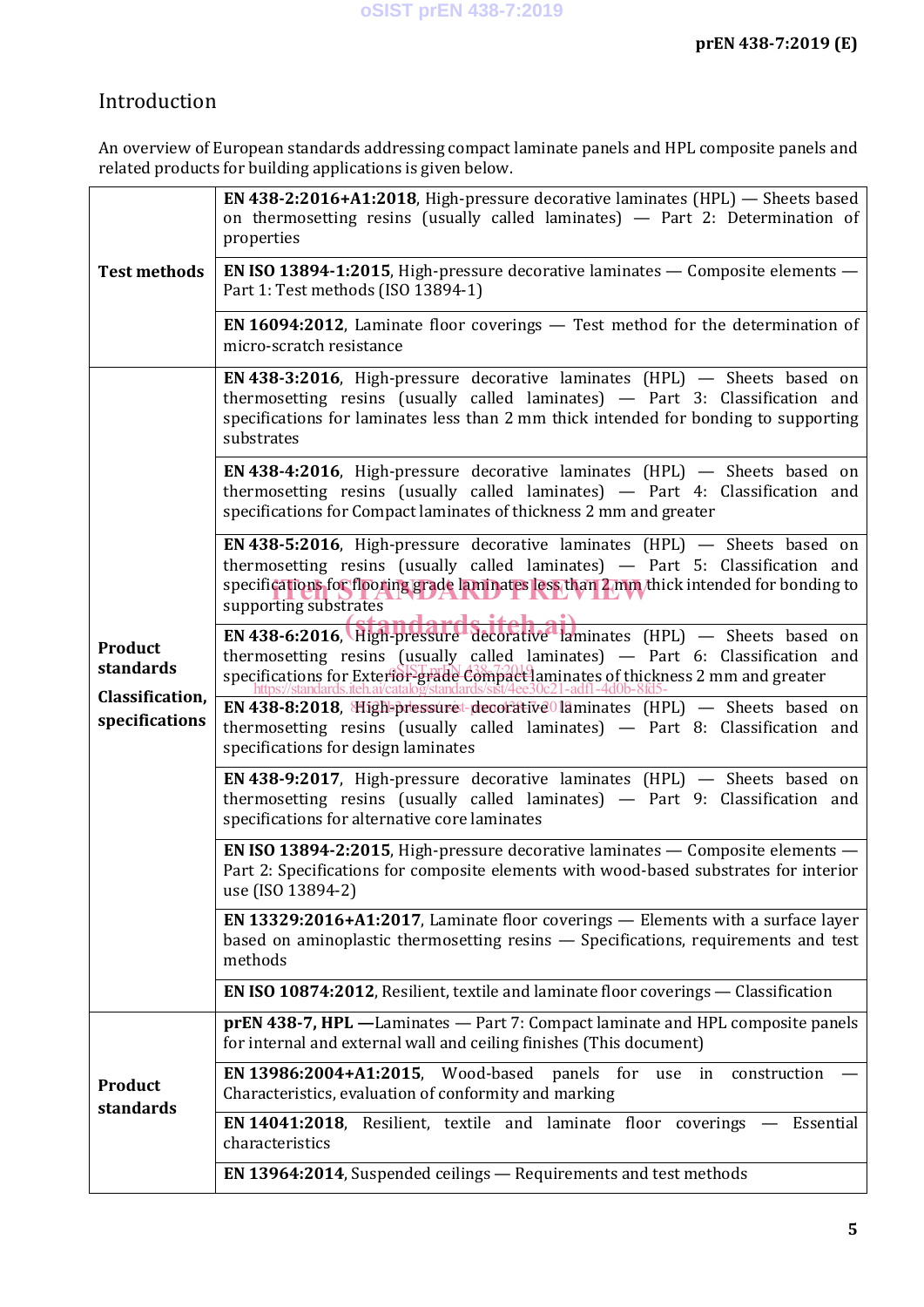## Introduction

An overview of European standards addressing compact laminate panels and HPL composite panels and related products for building applications is given below.

| | |
|---|---|
| **Test methods** | **EN 438-2:2016+A1:2018**, High-pressure decorative laminates (HPL) — Sheets based on thermosetting resins (usually called laminates) — Part 2: Determination of properties |
| | **EN ISO 13894-1:2015**, High-pressure decorative laminates — Composite elements — Part 1: Test methods (ISO 13894-1) |
| | **EN 16094:2012**, Laminate floor coverings — Test method for the determination of micro-scratch resistance |
| **Product standards** **Classification, specifications** | **EN 438-3:2016**, High-pressure decorative laminates (HPL) — Sheets based on thermosetting resins (usually called laminates) — Part 3: Classification and specifications for laminates less than 2 mm thick intended for bonding to supporting substrates |
| | **EN 438-4:2016**, High-pressure decorative laminates (HPL) — Sheets based on thermosetting resins (usually called laminates) — Part 4: Classification and specifications for Compact laminates of thickness 2 mm and greater |
| | **EN 438-5:2016**, High-pressure decorative laminates (HPL) — Sheets based on thermosetting resins (usually called laminates) — Part 5: Classification and specifications for flooring grade laminates less than 2 mm thick intended for bonding to supporting substrates |
| | **EN 438-6:2016**, High-pressure decorative laminates (HPL) — Sheets based on thermosetting resins (usually called laminates) — Part 6: Classification and specifications for Exterior-grade Compact laminates of thickness 2 mm and greater |
| | **EN 438-8:2018**, High-pressure decorative laminates (HPL) — Sheets based on thermosetting resins (usually called laminates) — Part 8: Classification and specifications for design laminates |
| | **EN 438-9:2017**, High-pressure decorative laminates (HPL) — Sheets based on thermosetting resins (usually called laminates) — Part 9: Classification and specifications for alternative core laminates |
| | **EN ISO 13894-2:2015**, High-pressure decorative laminates — Composite elements — Part 2: Specifications for composite elements with wood-based substrates for interior use (ISO 13894-2) |
| | **EN 13329:2016+A1:2017**, Laminate floor coverings — Elements with a surface layer based on aminoplastic thermosetting resins — Specifications, requirements and test methods |
| | **EN ISO 10874:2012**, Resilient, textile and laminate floor coverings — Classification |
| **Product standards** | **prEN 438-7, HPL —**Laminates — Part 7: Compact laminate and HPL composite panels for internal and external wall and ceiling finishes (This document) |
| | **EN 13986:2004+A1:2015**, Wood-based panels for use in construction — Characteristics, evaluation of conformity and marking |
| | **EN 14041:2018**, Resilient, textile and laminate floor coverings — Essential characteristics |
| | **EN 13964:2014**, Suspended ceilings — Requirements and test methods |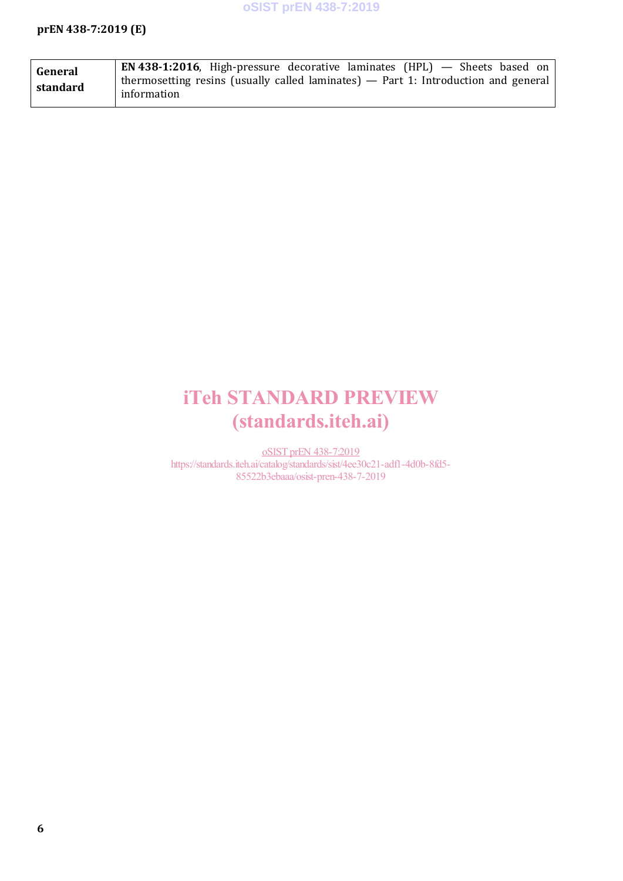| General standard | **EN 438-1:2016**, High-pressure decorative laminates (HPL) — Sheets based on thermosetting resins (usually called laminates) — Part 1: Introduction and general information |
|---|---|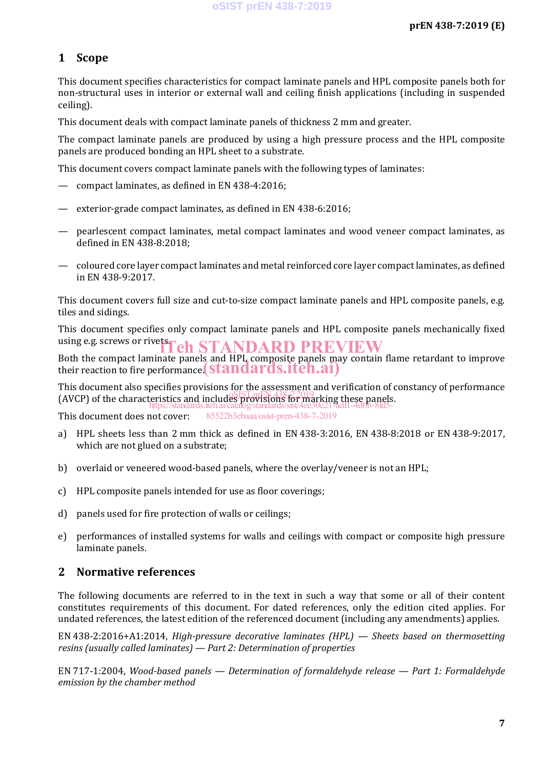## 1 Scope

This document specifies characteristics for compact laminate panels and HPL composite panels both for non-structural uses in interior or external wall and ceiling finish applications (including in suspended ceiling).

This document deals with compact laminate panels of thickness 2 mm and greater.

The compact laminate panels are produced by using a high pressure process and the HPL composite panels are produced bonding an HPL sheet to a substrate.

This document covers compact laminate panels with the following types of laminates:

— compact laminates, as defined in EN 438-4:2016;

— exterior-grade compact laminates, as defined in EN 438-6:2016;

— pearlescent compact laminates, metal compact laminates and wood veneer compact laminates, as defined in EN 438-8:2018;

— coloured core layer compact laminates and metal reinforced core layer compact laminates, as defined in EN 438-9:2017.

This document covers full size and cut-to-size compact laminate panels and HPL composite panels, e.g. tiles and sidings.

This document specifies only compact laminate panels and HPL composite panels mechanically fixed using e.g. screws or rivets.

Both the compact laminate panels and HPL composite panels may contain flame retardant to improve their reaction to fire performance.

This document also specifies provisions for the assessment and verification of constancy of performance (AVCP) of the characteristics and includes provisions for marking these panels.

This document does not cover:

a) HPL sheets less than 2 mm thick as defined in EN 438-3:2016, EN 438-8:2018 or EN 438-9:2017, which are not glued on a substrate;

b) overlaid or veneered wood-based panels, where the overlay/veneer is not an HPL;

c) HPL composite panels intended for use as floor coverings;

d) panels used for fire protection of walls or ceilings;

e) performances of installed systems for walls and ceilings with compact or composite high pressure laminate panels.

## 2 Normative references

The following documents are referred to in the text in such a way that some or all of their content constitutes requirements of this document. For dated references, only the edition cited applies. For undated references, the latest edition of the referenced document (including any amendments) applies.

EN 438-2:2016+A1:2014, *High-pressure decorative laminates (HPL) — Sheets based on thermosetting resins (usually called laminates) — Part 2: Determination of properties*

EN 717-1:2004, *Wood-based panels — Determination of formaldehyde release — Part 1: Formaldehyde emission by the chamber method*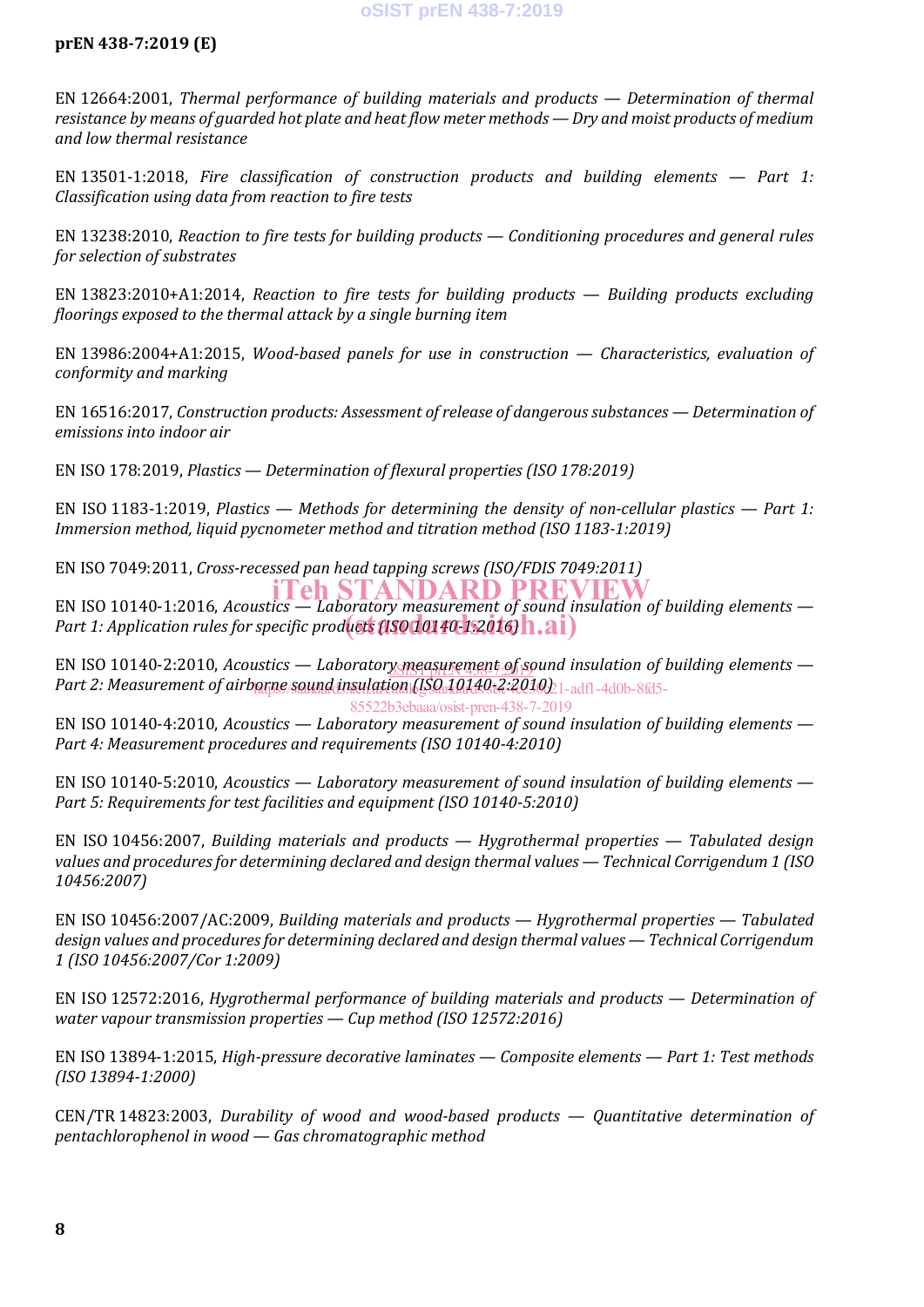EN 12664:2001, *Thermal performance of building materials and products — Determination of thermal resistance by means of guarded hot plate and heat flow meter methods — Dry and moist products of medium and low thermal resistance*

EN 13501-1:2018, *Fire classification of construction products and building elements — Part 1: Classification using data from reaction to fire tests*

EN 13238:2010, *Reaction to fire tests for building products — Conditioning procedures and general rules for selection of substrates*

EN 13823:2010+A1:2014, *Reaction to fire tests for building products — Building products excluding floorings exposed to the thermal attack by a single burning item*

EN 13986:2004+A1:2015, *Wood-based panels for use in construction — Characteristics, evaluation of conformity and marking*

EN 16516:2017, *Construction products: Assessment of release of dangerous substances — Determination of emissions into indoor air*

EN ISO 178:2019, *Plastics — Determination of flexural properties (ISO 178:2019)*

EN ISO 1183-1:2019, *Plastics — Methods for determining the density of non-cellular plastics — Part 1: Immersion method, liquid pycnometer method and titration method (ISO 1183-1:2019)*

EN ISO 7049:2011, *Cross-recessed pan head tapping screws (ISO/FDIS 7049:2011)*

EN ISO 10140-1:2016, *Acoustics — Laboratory measurement of sound insulation of building elements — Part 1: Application rules for specific products (ISO 10140-1:2016)*

EN ISO 10140-2:2010, *Acoustics — Laboratory measurement of sound insulation of building elements — Part 2: Measurement of airborne sound insulation (ISO 10140-2:2010)*

EN ISO 10140-4:2010, *Acoustics — Laboratory measurement of sound insulation of building elements — Part 4: Measurement procedures and requirements (ISO 10140-4:2010)*

EN ISO 10140-5:2010, *Acoustics — Laboratory measurement of sound insulation of building elements — Part 5: Requirements for test facilities and equipment (ISO 10140-5:2010)*

EN ISO 10456:2007, *Building materials and products — Hygrothermal properties — Tabulated design values and procedures for determining declared and design thermal values — Technical Corrigendum 1 (ISO 10456:2007)*

EN ISO 10456:2007/AC:2009, *Building materials and products — Hygrothermal properties — Tabulated design values and procedures for determining declared and design thermal values — Technical Corrigendum 1 (ISO 10456:2007/Cor 1:2009)*

EN ISO 12572:2016, *Hygrothermal performance of building materials and products — Determination of water vapour transmission properties — Cup method (ISO 12572:2016)*

EN ISO 13894-1:2015, *High-pressure decorative laminates — Composite elements — Part 1: Test methods (ISO 13894-1:2000)*

CEN/TR 14823:2003, *Durability of wood and wood-based products — Quantitative determination of pentachlorophenol in wood — Gas chromatographic method*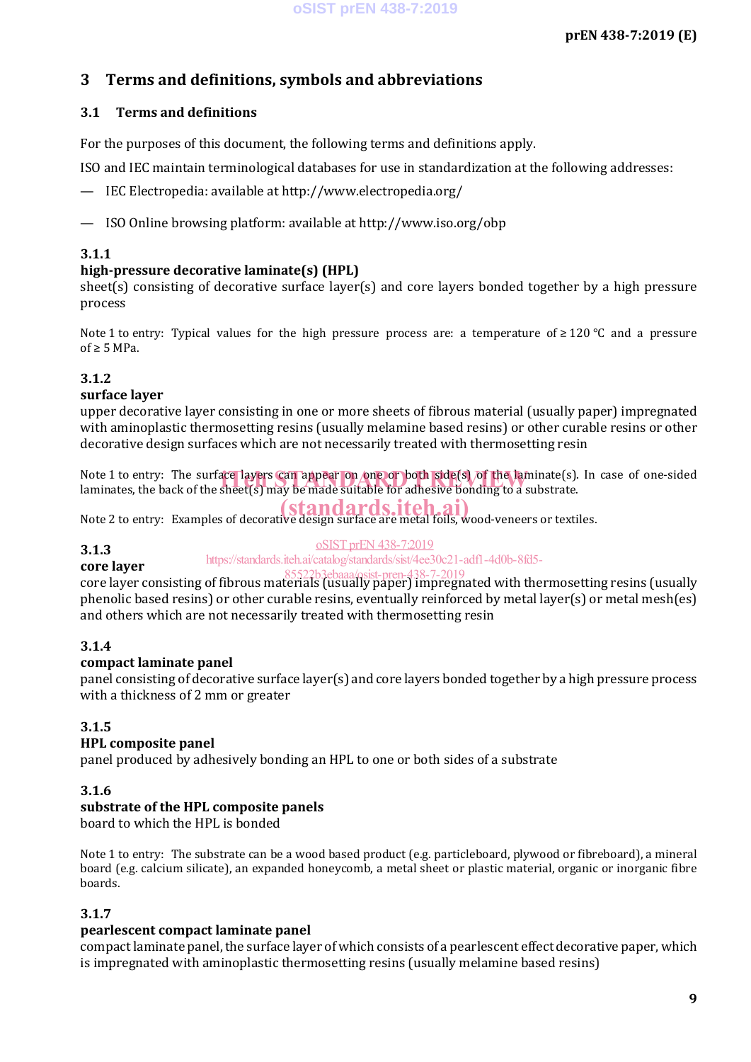## 3 Terms and definitions, symbols and abbreviations

### 3.1 Terms and definitions

For the purposes of this document, the following terms and definitions apply.

ISO and IEC maintain terminological databases for use in standardization at the following addresses:

— IEC Electropedia: available at http://www.electropedia.org/

— ISO Online browsing platform: available at http://www.iso.org/obp

**3.1.1**

**high-pressure decorative laminate(s) (HPL)**

sheet(s) consisting of decorative surface layer(s) and core layers bonded together by a high pressure process

Note 1 to entry: Typical values for the high pressure process are: a temperature of ≥ 120 °C and a pressure of ≥ 5 MPa.

**3.1.2**

**surface layer**

upper decorative layer consisting in one or more sheets of fibrous material (usually paper) impregnated with aminoplastic thermosetting resins (usually melamine based resins) or other curable resins or other decorative design surfaces which are not necessarily treated with thermosetting resin

Note 1 to entry: The surface layers can appear on one or both side(s) of the laminate(s). In case of one-sided laminates, the back of the sheet(s) may be made suitable for adhesive bonding to a substrate.

Note 2 to entry: Examples of decorative design surface are metal foils, wood-veneers or textiles.

**3.1.3**

**core layer**

core layer consisting of fibrous materials (usually paper) impregnated with thermosetting resins (usually phenolic based resins) or other curable resins, eventually reinforced by metal layer(s) or metal mesh(es) and others which are not necessarily treated with thermosetting resin

**3.1.4**

**compact laminate panel**

panel consisting of decorative surface layer(s) and core layers bonded together by a high pressure process with a thickness of 2 mm or greater

**3.1.5**

**HPL composite panel**

panel produced by adhesively bonding an HPL to one or both sides of a substrate

**3.1.6**

**substrate of the HPL composite panels**

board to which the HPL is bonded

Note 1 to entry: The substrate can be a wood based product (e.g. particleboard, plywood or fibreboard), a mineral board (e.g. calcium silicate), an expanded honeycomb, a metal sheet or plastic material, organic or inorganic fibre boards.

**3.1.7**

**pearlescent compact laminate panel**

compact laminate panel, the surface layer of which consists of a pearlescent effect decorative paper, which is impregnated with aminoplastic thermosetting resins (usually melamine based resins)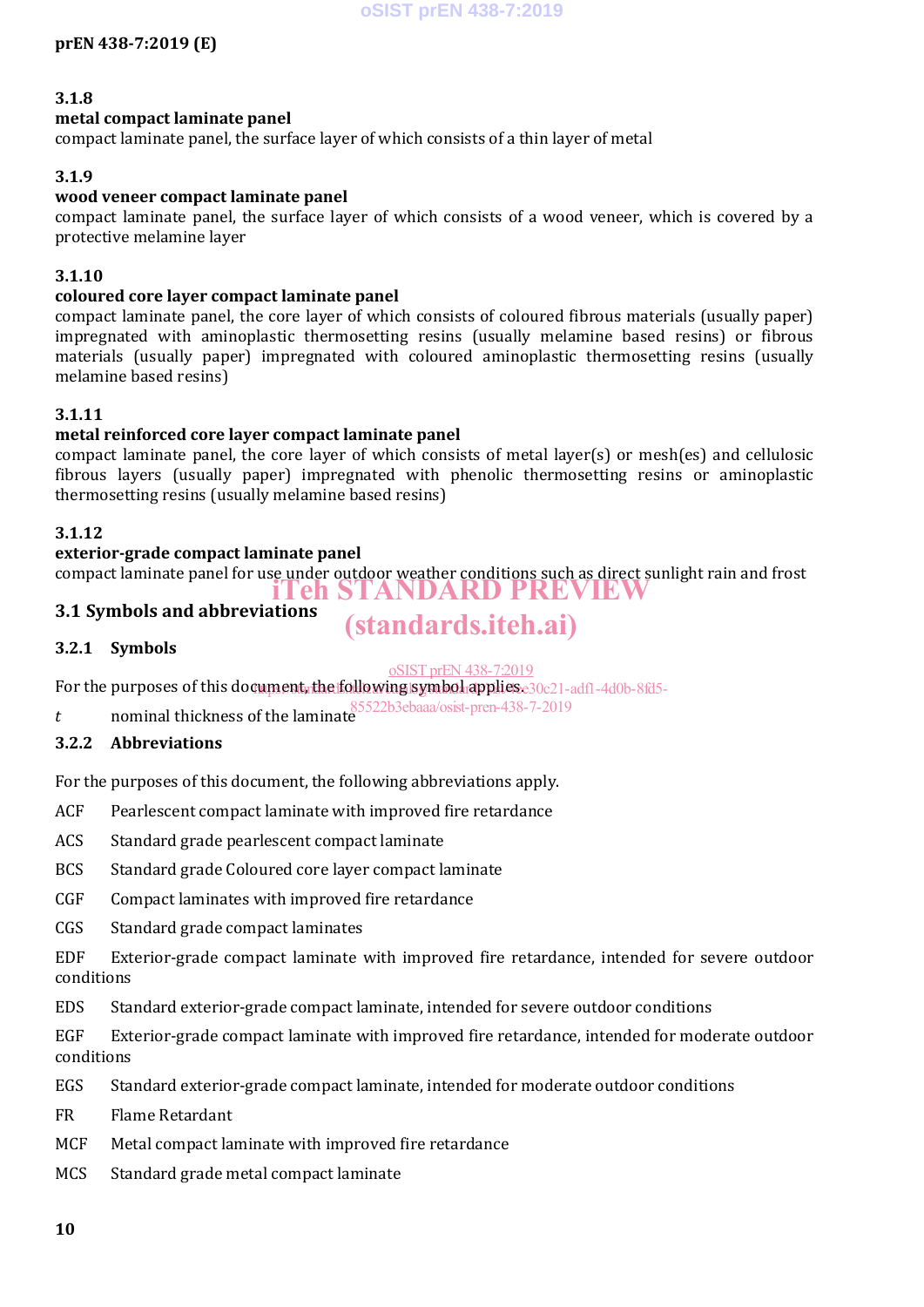### 3.1.8

**metal compact laminate panel**

compact laminate panel, the surface layer of which consists of a thin layer of metal

### 3.1.9

**wood veneer compact laminate panel**

compact laminate panel, the surface layer of which consists of a wood veneer, which is covered by a protective melamine layer

### 3.1.10

**coloured core layer compact laminate panel**

compact laminate panel, the core layer of which consists of coloured fibrous materials (usually paper) impregnated with aminoplastic thermosetting resins (usually melamine based resins) or fibrous materials (usually paper) impregnated with coloured aminoplastic thermosetting resins (usually melamine based resins)

### 3.1.11

**metal reinforced core layer compact laminate panel**

compact laminate panel, the core layer of which consists of metal layer(s) or mesh(es) and cellulosic fibrous layers (usually paper) impregnated with phenolic thermosetting resins or aminoplastic thermosetting resins (usually melamine based resins)

### 3.1.12

**exterior-grade compact laminate panel**

compact laminate panel for use under outdoor weather conditions such as direct sunlight rain and frost

## 3.1 Symbols and abbreviations

### 3.2.1 Symbols

For the purposes of this document, the following symbol applies.

$t$ nominal thickness of the laminate

### 3.2.2 Abbreviations

For the purposes of this document, the following abbreviations apply.

ACF Pearlescent compact laminate with improved fire retardance

ACS Standard grade pearlescent compact laminate

BCS Standard grade Coloured core layer compact laminate

CGF Compact laminates with improved fire retardance

CGS Standard grade compact laminates

EDF Exterior-grade compact laminate with improved fire retardance, intended for severe outdoor conditions

EDS Standard exterior-grade compact laminate, intended for severe outdoor conditions

EGF Exterior-grade compact laminate with improved fire retardance, intended for moderate outdoor conditions

EGS Standard exterior-grade compact laminate, intended for moderate outdoor conditions

FR Flame Retardant

MCF Metal compact laminate with improved fire retardance

MCS Standard grade metal compact laminate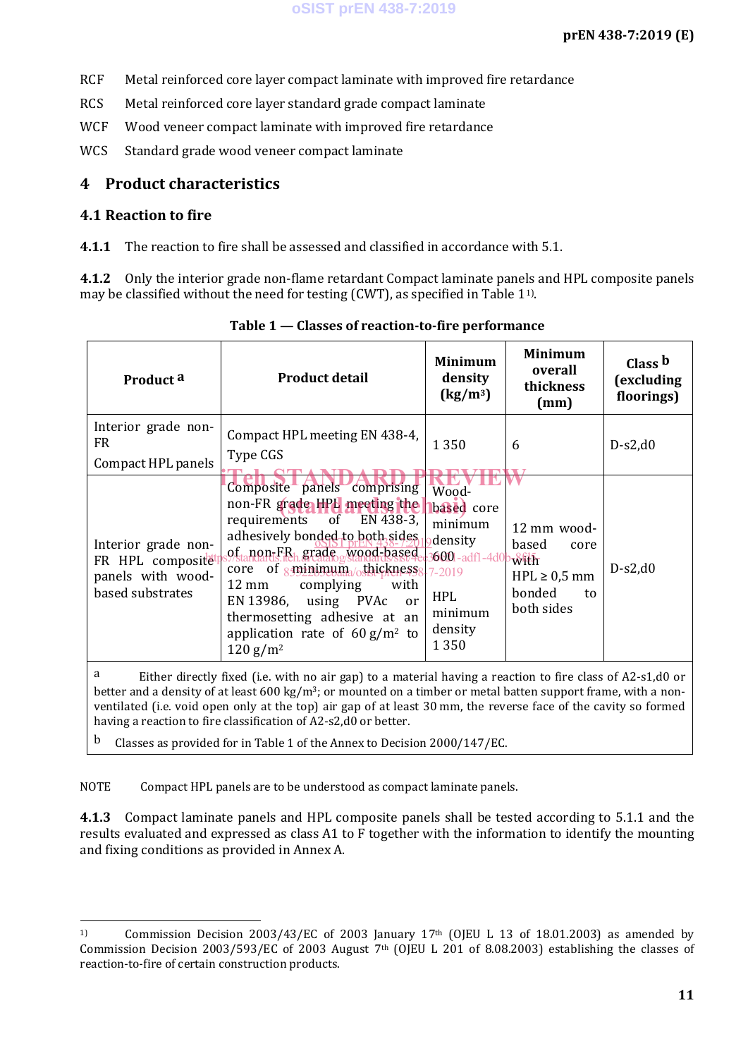RCF Metal reinforced core layer compact laminate with improved fire retardance

RCS Metal reinforced core layer standard grade compact laminate

WCF Wood veneer compact laminate with improved fire retardance

WCS Standard grade wood veneer compact laminate

# 4 Product characteristics

## 4.1 Reaction to fire

**4.1.1** The reaction to fire shall be assessed and classified in accordance with 5.1.

**4.1.2** Only the interior grade non-flame retardant Compact laminate panels and HPL composite panels may be classified without the need for testing (CWT), as specified in Table 1 [1)].

**Table 1 — Classes of reaction-to-fire performance**

| Product [a] | Product detail | Minimum density (kg/m$^3$) | Minimum overall thickness (mm) | Class [b] (excluding floorings) |
|---|---|---|---|---|
| Interior grade non-FR Compact HPL panels | Compact HPL meeting EN 438-4, Type CGS | 1 350 | 6 | D-s2,d0 |
| Interior grade non-FR HPL composite panels with wood-based substrates | Composite panels comprising non-FR grade HPL meeting the requirements of EN 438-3, adhesively bonded to both sides of non-FR grade wood-based core of minimum thickness 12 mm complying with EN 13986, using PVAc or thermosetting adhesive at an application rate of 60 g/m$^2$ to 120 g/m$^2$ | Wood-based core minimum density 600<br>HPL minimum density 1 350 | 12 mm wood-based core with HPL ≥ 0,5 mm bonded to both sides | D-s2,d0 |

[a] Either directly fixed (i.e. with no air gap) to a material having a reaction to fire class of A2-s1,d0 or better and a density of at least 600 kg/m$^3$; or mounted on a timber or metal batten support frame, with a non-ventilated (i.e. void open only at the top) air gap of at least 30 mm, the reverse face of the cavity so formed having a reaction to fire classification of A2-s2,d0 or better.

[b] Classes as provided for in Table 1 of the Annex to Decision 2000/147/EC.

NOTE Compact HPL panels are to be understood as compact laminate panels.

**4.1.3** Compact laminate panels and HPL composite panels shall be tested according to 5.1.1 and the results evaluated and expressed as class A1 to F together with the information to identify the mounting and fixing conditions as provided in Annex A.

---

[1)] Commission Decision 2003/43/EC of 2003 January 17th (OJEU L 13 of 18.01.2003) as amended by Commission Decision 2003/593/EC of 2003 August 7th (OJEU L 201 of 8.08.2003) establishing the classes of reaction-to-fire of certain construction products.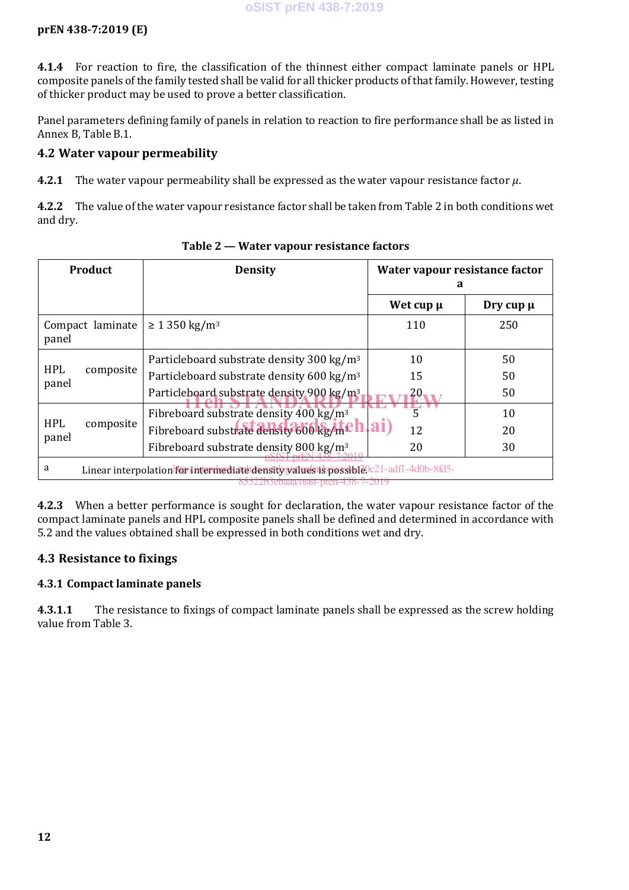**4.1.4** For reaction to fire, the classification of the thinnest either compact laminate panels or HPL composite panels of the family tested shall be valid for all thicker products of that family. However, testing of thicker product may be used to prove a better classification.

Panel parameters defining family of panels in relation to reaction to fire performance shall be as listed in Annex B, Table B.1.

## 4.2 Water vapour permeability

**4.2.1** The water vapour permeability shall be expressed as the water vapour resistance factor $\mu$.

**4.2.2** The value of the water vapour resistance factor shall be taken from Table 2 in both conditions wet and dry.

**Table 2 — Water vapour resistance factors**

| Product | Density | Water vapour resistance factor [a] | |
|---|---|---|---|
| | | Wet cup µ | Dry cup µ |
| Compact laminate panel | ≥ 1 350 kg/m³ | 110 | 250 |
| HPL composite panel | Particleboard substrate density 300 kg/m³ | 10 | 50 |
| | Particleboard substrate density 600 kg/m³ | 15 | 50 |
| | Particleboard substrate density 900 kg/m³ | 20 | 50 |
| HPL composite panel | Fibreboard substrate density 400 kg/m³ | 5 | 10 |
| | Fibreboard substrate density 600 kg/m³ | 12 | 20 |
| | Fibreboard substrate density 800 kg/m³ | 20 | 30 |

[a] Linear interpolation for intermediate density values is possible.

**4.2.3** When a better performance is sought for declaration, the water vapour resistance factor of the compact laminate panels and HPL composite panels shall be defined and determined in accordance with 5.2 and the values obtained shall be expressed in both conditions wet and dry.

## 4.3 Resistance to fixings

### 4.3.1 Compact laminate panels

**4.3.1.1** The resistance to fixings of compact laminate panels shall be expressed as the screw holding value from Table 3.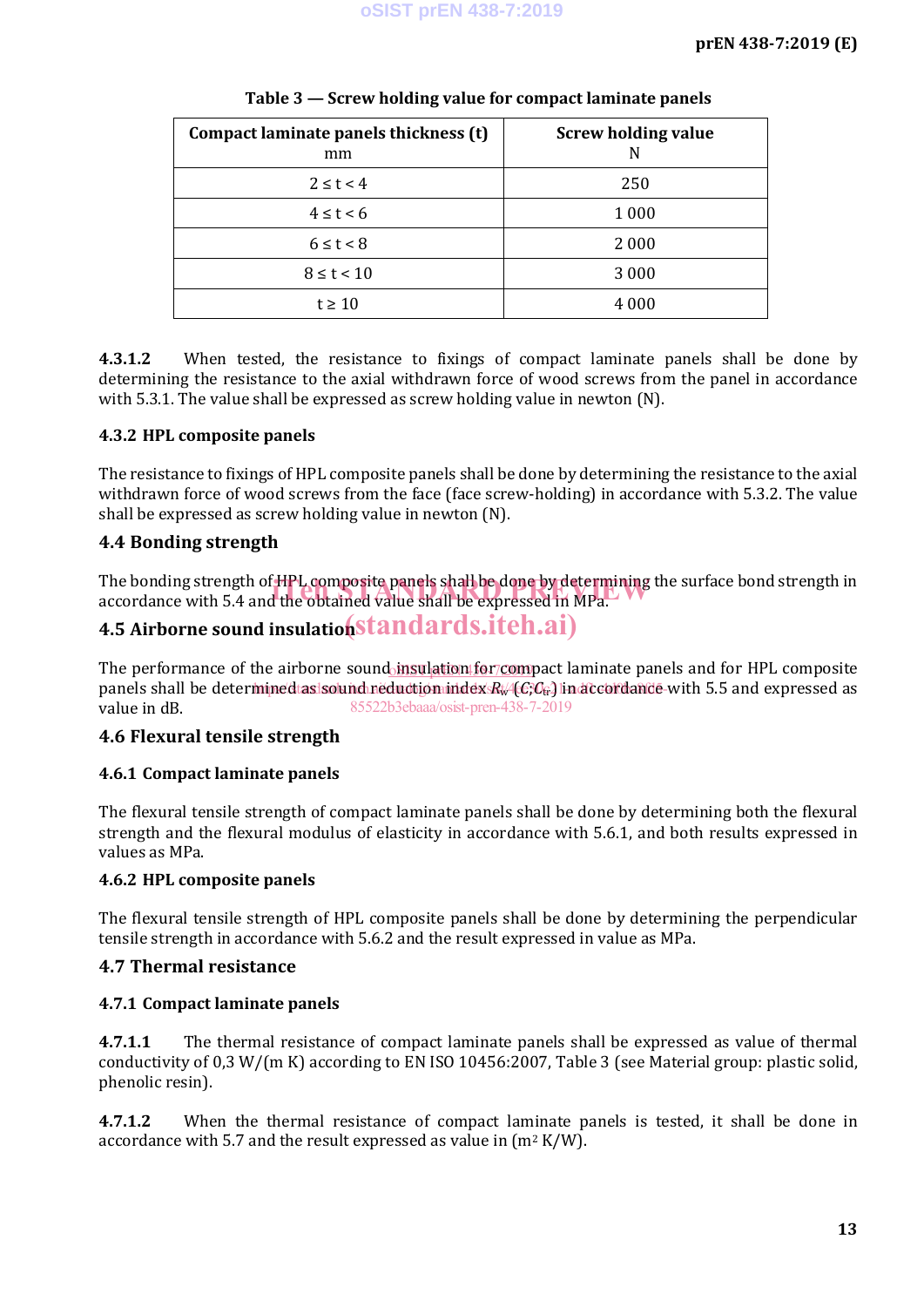**Table 3 — Screw holding value for compact laminate panels**

| Compact laminate panels thickness (t) mm | Screw holding value N |
|---|---|
| 2 ≤ t < 4 | 250 |
| 4 ≤ t < 6 | 1 000 |
| 6 ≤ t < 8 | 2 000 |
| 8 ≤ t < 10 | 3 000 |
| t ≥ 10 | 4 000 |

**4.3.1.2** When tested, the resistance to fixings of compact laminate panels shall be done by determining the resistance to the axial withdrawn force of wood screws from the panel in accordance with 5.3.1. The value shall be expressed as screw holding value in newton (N).

### 4.3.2 HPL composite panels

The resistance to fixings of HPL composite panels shall be done by determining the resistance to the axial withdrawn force of wood screws from the face (face screw-holding) in accordance with 5.3.2. The value shall be expressed as screw holding value in newton (N).

## 4.4 Bonding strength

The bonding strength of HPL composite panels shall be done by determining the surface bond strength in accordance with 5.4 and the obtained value shall be expressed in MPa.

## 4.5 Airborne sound insulation

The performance of the airborne sound insulation for compact laminate panels and for HPL composite panels shall be determined as sound reduction index $R_w$ $(C;C_{tr})$ in accordance with 5.5 and expressed as value in dB.

## 4.6 Flexural tensile strength

### 4.6.1 Compact laminate panels

The flexural tensile strength of compact laminate panels shall be done by determining both the flexural strength and the flexural modulus of elasticity in accordance with 5.6.1, and both results expressed in values as MPa.

### 4.6.2 HPL composite panels

The flexural tensile strength of HPL composite panels shall be done by determining the perpendicular tensile strength in accordance with 5.6.2 and the result expressed in value as MPa.

## 4.7 Thermal resistance

### 4.7.1 Compact laminate panels

**4.7.1.1** The thermal resistance of compact laminate panels shall be expressed as value of thermal conductivity of 0,3 W/(m K) according to EN ISO 10456:2007, Table 3 (see Material group: plastic solid, phenolic resin).

**4.7.1.2** When the thermal resistance of compact laminate panels is tested, it shall be done in accordance with 5.7 and the result expressed as value in ($m^2$ K/W).